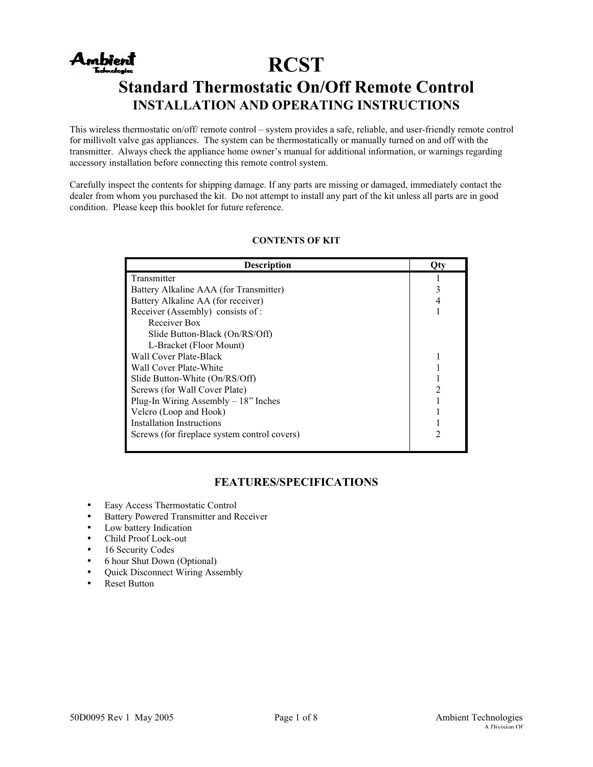# RCST

## Standard Thermostatic On/Off Remote Control

### INSTALLATION AND OPERATING INSTRUCTIONS

This wireless thermostatic on/off/ remote control – system provides a safe, reliable, and user-friendly remote control for millivolt valve gas appliances. The system can be thermostatically or manually turned on and off with the transmitter. Always check the appliance home owner's manual for additional information, or warnings regarding accessory installation before connecting this remote control system.

Carefully inspect the contents for shipping damage. If any parts are missing or damaged, immediately contact the dealer from whom you purchased the kit. Do not attempt to install any part of the kit unless all parts are in good condition. Please keep this booklet for future reference.

**CONTENTS OF KIT**

| Description | Qty |
|---|---|
| Transmitter | 1 |
| Battery Alkaline AAA (for Transmitter) | 3 |
| Battery Alkaline AA (for receiver) | 4 |
| Receiver (Assembly) consists of : | 1 |
| Receiver Box | |
| Slide Button-Black (On/RS/Off) | |
| L-Bracket (Floor Mount) | |
| Wall Cover Plate-Black | 1 |
| Wall Cover Plate-White | 1 |
| Slide Button-White (On/RS/Off) | 1 |
| Screws (for Wall Cover Plate) | 2 |
| Plug-In Wiring Assembly – 18" Inches | 1 |
| Velcro (Loop and Hook) | 1 |
| Installation Instructions | 1 |
| Screws (for fireplace system control covers) | 2 |

## FEATURES/SPECIFICATIONS

- Easy Access Thermostatic Control
- Battery Powered Transmitter and Receiver
- Low battery Indication
- Child Proof Lock-out
- 16 Security Codes
- 6 hour Shut Down (Optional)
- Quick Disconnect Wiring Assembly
- Reset Button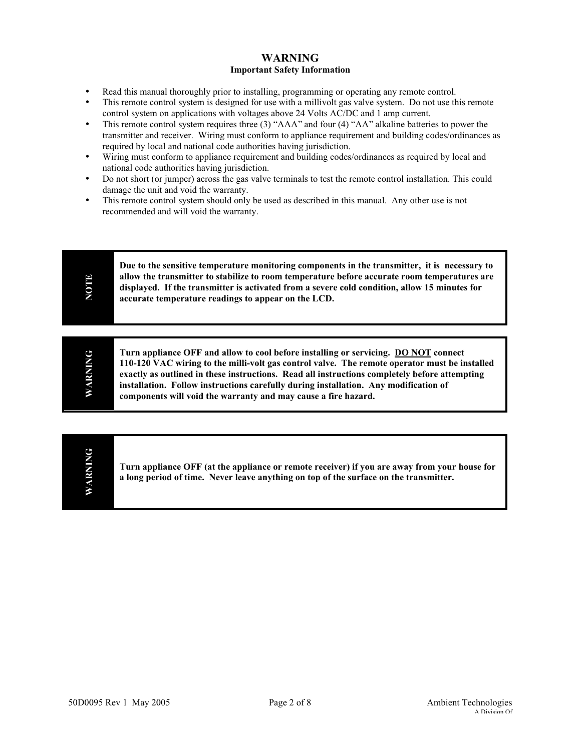# WARNING

**Important Safety Information**

- Read this manual thoroughly prior to installing, programming or operating any remote control.
- This remote control system is designed for use with a millivolt gas valve system. Do not use this remote control system on applications with voltages above 24 Volts AC/DC and 1 amp current.
- This remote control system requires three (3) "AAA" and four (4) "AA" alkaline batteries to power the transmitter and receiver. Wiring must conform to appliance requirement and building codes/ordinances as required by local and national code authorities having jurisdiction.
- Wiring must conform to appliance requirement and building codes/ordinances as required by local and national code authorities having jurisdiction.
- Do not short (or jumper) across the gas valve terminals to test the remote control installation. This could damage the unit and void the warranty.
- This remote control system should only be used as described in this manual. Any other use is not recommended and will void the warranty.

| NOTE | **Due to the sensitive temperature monitoring components in the transmitter, it is necessary to allow the transmitter to stabilize to room temperature before accurate room temperatures are displayed. If the transmitter is activated from a severe cold condition, allow 15 minutes for accurate temperature readings to appear on the LCD.** |
|---|---|

| WARNING | **Turn appliance OFF and allow to cool before installing or servicing. <u>DO NOT</u> connect 110-120 VAC wiring to the milli-volt gas control valve. The remote operator must be installed exactly as outlined in these instructions. Read all instructions completely before attempting installation. Follow instructions carefully during installation. Any modification of components will void the warranty and may cause a fire hazard.** |
|---|---|

| WARNING | **Turn appliance OFF (at the appliance or remote receiver) if you are away from your house for a long period of time. Never leave anything on top of the surface on the transmitter.** |
|---|---|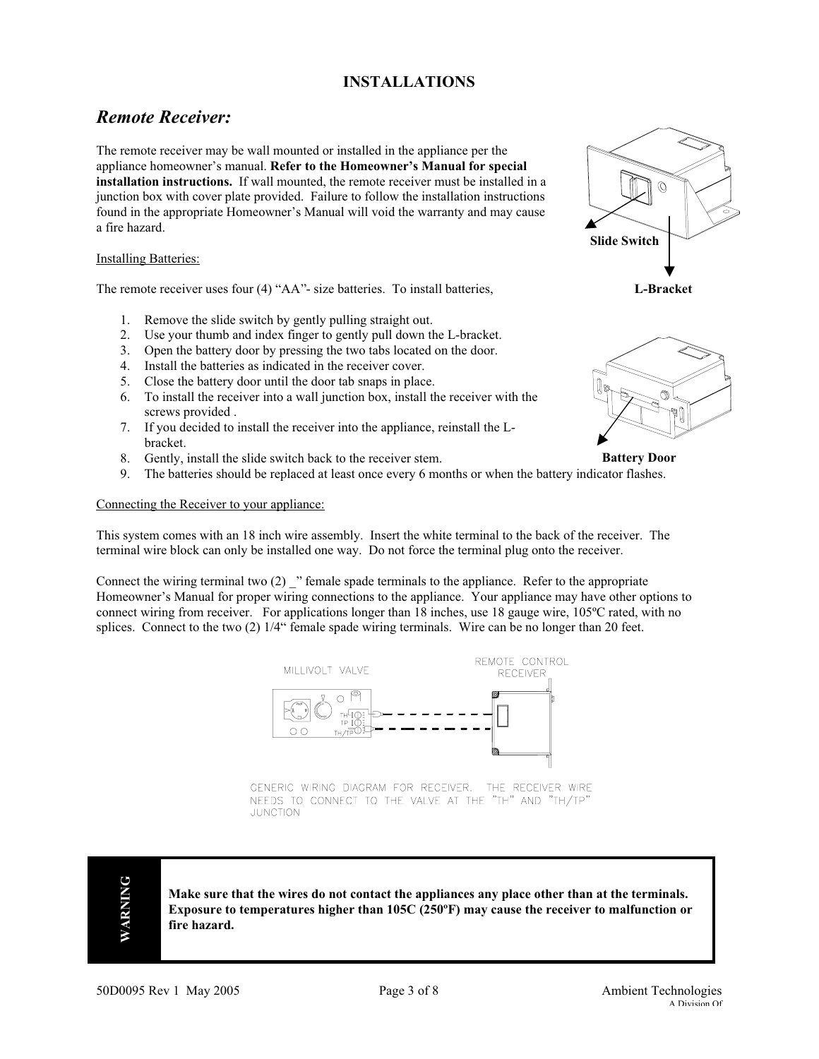# INSTALLATIONS

## *Remote Receiver:*

The remote receiver may be wall mounted or installed in the appliance per the appliance homeowner's manual. **Refer to the Homeowner's Manual for special installation instructions.** If wall mounted, the remote receiver must be installed in a junction box with cover plate provided. Failure to follow the installation instructions found in the appropriate Homeowner's Manual will void the warranty and may cause a fire hazard.

Slide Switch

L-Bracket

Installing Batteries:

The remote receiver uses four (4) "AA"- size batteries. To install batteries,

1. Remove the slide switch by gently pulling straight out.
2. Use your thumb and index finger to gently pull down the L-bracket.
3. Open the battery door by pressing the two tabs located on the door.
4. Install the batteries as indicated in the receiver cover.
5. Close the battery door until the door tab snaps in place.
6. To install the receiver into a wall junction box, install the receiver with the screws provided .
7. If you decided to install the receiver into the appliance, reinstall the L-bracket.
8. Gently, install the slide switch back to the receiver stem.
9. The batteries should be replaced at least once every 6 months or when the battery indicator flashes.

Battery Door

Connecting the Receiver to your appliance:

This system comes with an 18 inch wire assembly. Insert the white terminal to the back of the receiver. The terminal wire block can only be installed one way. Do not force the terminal plug onto the receiver.

Connect the wiring terminal two (2) _" female spade terminals to the appliance. Refer to the appropriate Homeowner's Manual for proper wiring connections to the appliance. Your appliance may have other options to connect wiring from receiver. For applications longer than 18 inches, use 18 gauge wire, 105ºC rated, with no splices. Connect to the two (2) 1/4" female spade wiring terminals. Wire can be no longer than 20 feet.

MILLIVOLT VALVE

REMOTE CONTROL RECEIVER

TH | TP | TH/TP

GENERIC WIRING DIAGRAM FOR RECEIVER. THE RECEIVER WIRE NEEDS TO CONNECT TO THE VALVE AT THE "TH" AND "TH/TP" JUNCTION

**WARNING**

**Make sure that the wires do not contact the appliances any place other than at the terminals. Exposure to temperatures higher than 105C (250ºF) may cause the receiver to malfunction or fire hazard.**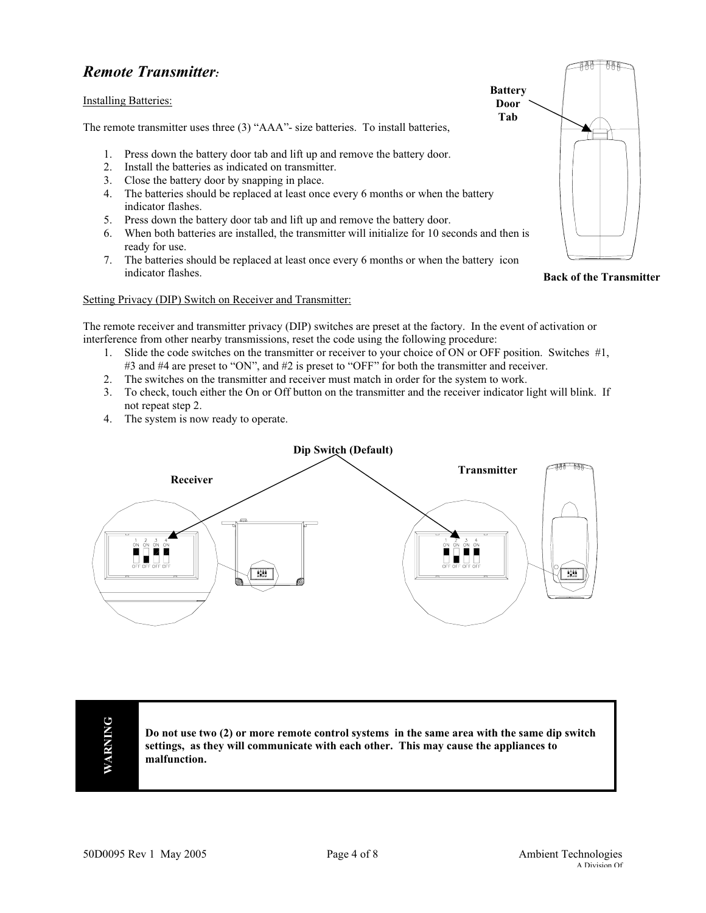## *Remote Transmitter:*

Installing Batteries:

The remote transmitter uses three (3) "AAA"- size batteries. To install batteries,

1. Press down the battery door tab and lift up and remove the battery door.
2. Install the batteries as indicated on transmitter.
3. Close the battery door by snapping in place.
4. The batteries should be replaced at least once every 6 months or when the battery indicator flashes.
5. Press down the battery door tab and lift up and remove the battery door.
6. When both batteries are installed, the transmitter will initialize for 10 seconds and then is ready for use.
7. The batteries should be replaced at least once every 6 months or when the battery icon indicator flashes.

**Battery Door Tab**

**Back of the Transmitter**

Setting Privacy (DIP) Switch on Receiver and Transmitter:

The remote receiver and transmitter privacy (DIP) switches are preset at the factory. In the event of activation or interference from other nearby transmissions, reset the code using the following procedure:

1. Slide the code switches on the transmitter or receiver to your choice of ON or OFF position. Switches #1, #3 and #4 are preset to "ON", and #2 is preset to "OFF" for both the transmitter and receiver.
2. The switches on the transmitter and receiver must match in order for the system to work.
3. To check, touch either the On or Off button on the transmitter and the receiver indicator light will blink. If not repeat step 2.
4. The system is now ready to operate.

**Dip Switch (Default)**

**Receiver**

**Transmitter**

| WARNING | **Do not use two (2) or more remote control systems in the same area with the same dip switch settings, as they will communicate with each other. This may cause the appliances to malfunction.** |
|---|---|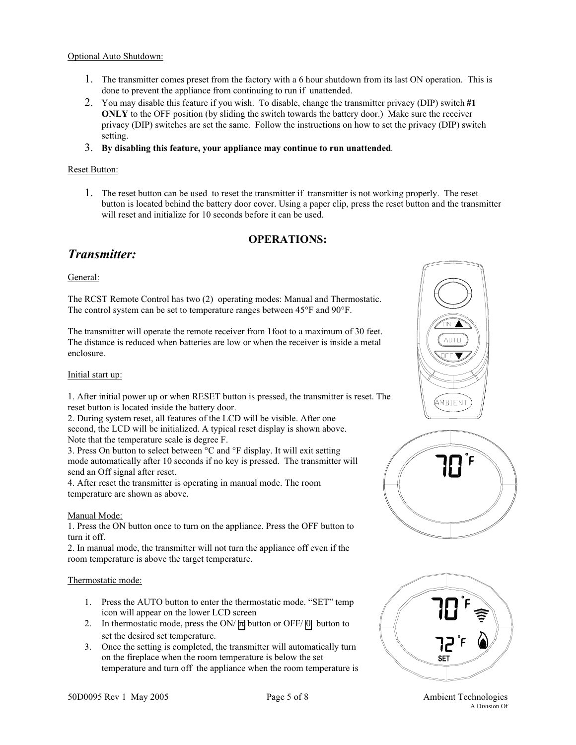Optional Auto Shutdown:

1. The transmitter comes preset from the factory with a 6 hour shutdown from its last ON operation. This is done to prevent the appliance from continuing to run if unattended.
2. You may disable this feature if you wish. To disable, change the transmitter privacy (DIP) switch **#1 ONLY** to the OFF position (by sliding the switch towards the battery door.) Make sure the receiver privacy (DIP) switches are set the same. Follow the instructions on how to set the privacy (DIP) switch setting.
3. **By disabling this feature, your appliance may continue to run unattended**.

Reset Button:

1. The reset button can be used to reset the transmitter if transmitter is not working properly. The reset button is located behind the battery door cover. Using a paper clip, press the reset button and the transmitter will reset and initialize for 10 seconds before it can be used.

## OPERATIONS:

## *Transmitter:*

General:

The RCST Remote Control has two (2) operating modes: Manual and Thermostatic. The control system can be set to temperature ranges between 45°F and 90°F.

The transmitter will operate the remote receiver from 1foot to a maximum of 30 feet. The distance is reduced when batteries are low or when the receiver is inside a metal enclosure.

Initial start up:

1. After initial power up or when RESET button is pressed, the transmitter is reset. The reset button is located inside the battery door.
2. During system reset, all features of the LCD will be visible. After one second, the LCD will be initialized. A typical reset display is shown above. Note that the temperature scale is degree F.
3. Press On button to select between °C and °F display. It will exit setting mode automatically after 10 seconds if no key is pressed. The transmitter will send an Off signal after reset.
4. After reset the transmitter is operating in manual mode. The room temperature are shown as above.

Manual Mode:

1. Press the ON button once to turn on the appliance. Press the OFF button to turn it off.
2. In manual mode, the transmitter will not turn the appliance off even if the room temperature is above the target temperature.

Thermostatic mode:

1. Press the AUTO button to enter the thermostatic mode. "SET" temp icon will appear on the lower LCD screen
2. In thermostatic mode, press the ON/ π button or OFF/ θ button to set the desired set temperature.
3. Once the setting is completed, the transmitter will automatically turn on the fireplace when the room temperature is below the set temperature and turn off the appliance when the room temperature is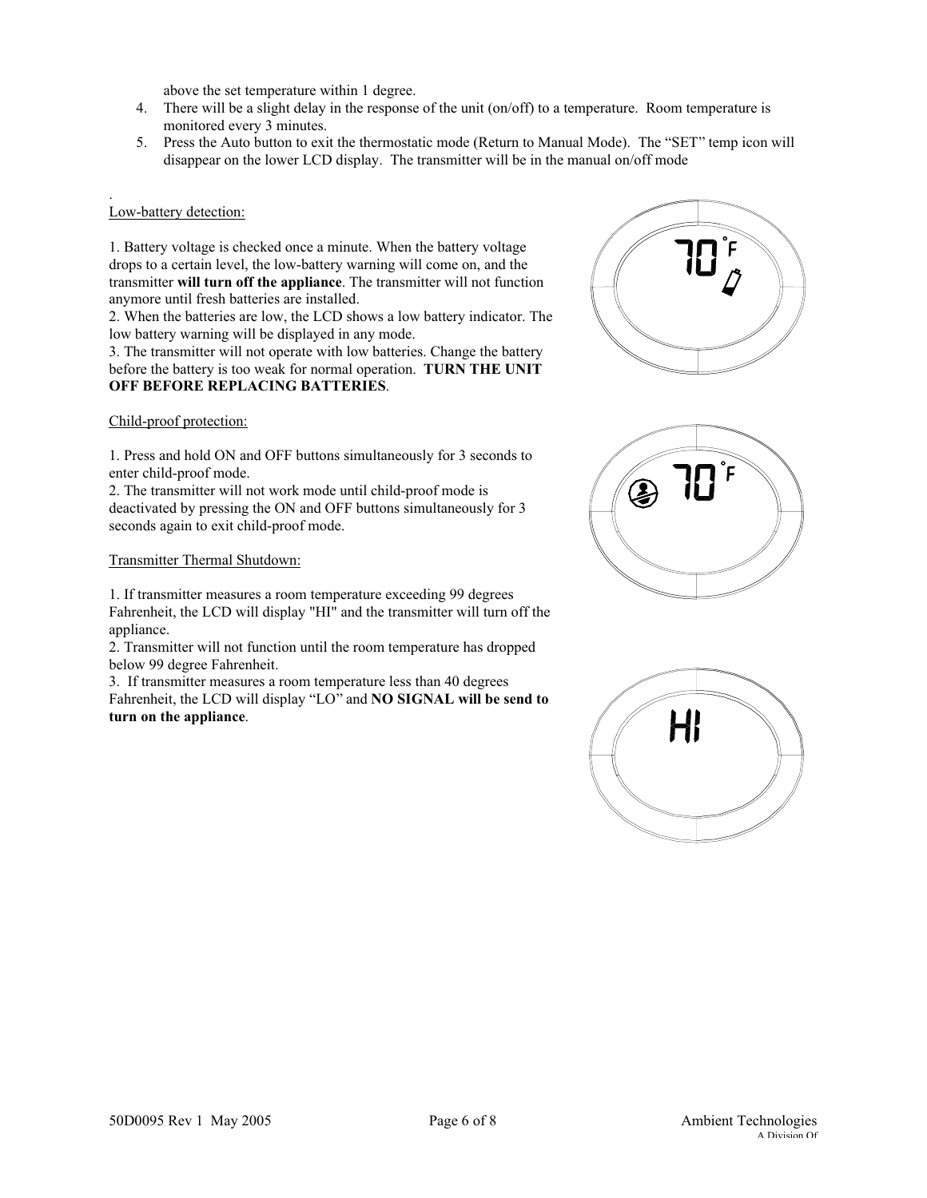above the set temperature within 1 degree.

4. There will be a slight delay in the response of the unit (on/off) to a temperature. Room temperature is monitored every 3 minutes.
5. Press the Auto button to exit the thermostatic mode (Return to Manual Mode). The "SET" temp icon will disappear on the lower LCD display. The transmitter will be in the manual on/off mode

.

Low-battery detection:

1. Battery voltage is checked once a minute. When the battery voltage drops to a certain level, the low-battery warning will come on, and the transmitter **will turn off the appliance**. The transmitter will not function anymore until fresh batteries are installed.
2. When the batteries are low, the LCD shows a low battery indicator. The low battery warning will be displayed in any mode.
3. The transmitter will not operate with low batteries. Change the battery before the battery is too weak for normal operation. **TURN THE UNIT OFF BEFORE REPLACING BATTERIES**.

Child-proof protection:

1. Press and hold ON and OFF buttons simultaneously for 3 seconds to enter child-proof mode.
2. The transmitter will not work mode until child-proof mode is deactivated by pressing the ON and OFF buttons simultaneously for 3 seconds again to exit child-proof mode.

Transmitter Thermal Shutdown:

1. If transmitter measures a room temperature exceeding 99 degrees Fahrenheit, the LCD will display "HI" and the transmitter will turn off the appliance.
2. Transmitter will not function until the room temperature has dropped below 99 degree Fahrenheit.
3. If transmitter measures a room temperature less than 40 degrees Fahrenheit, the LCD will display "LO" and **NO SIGNAL will be send to turn on the appliance**.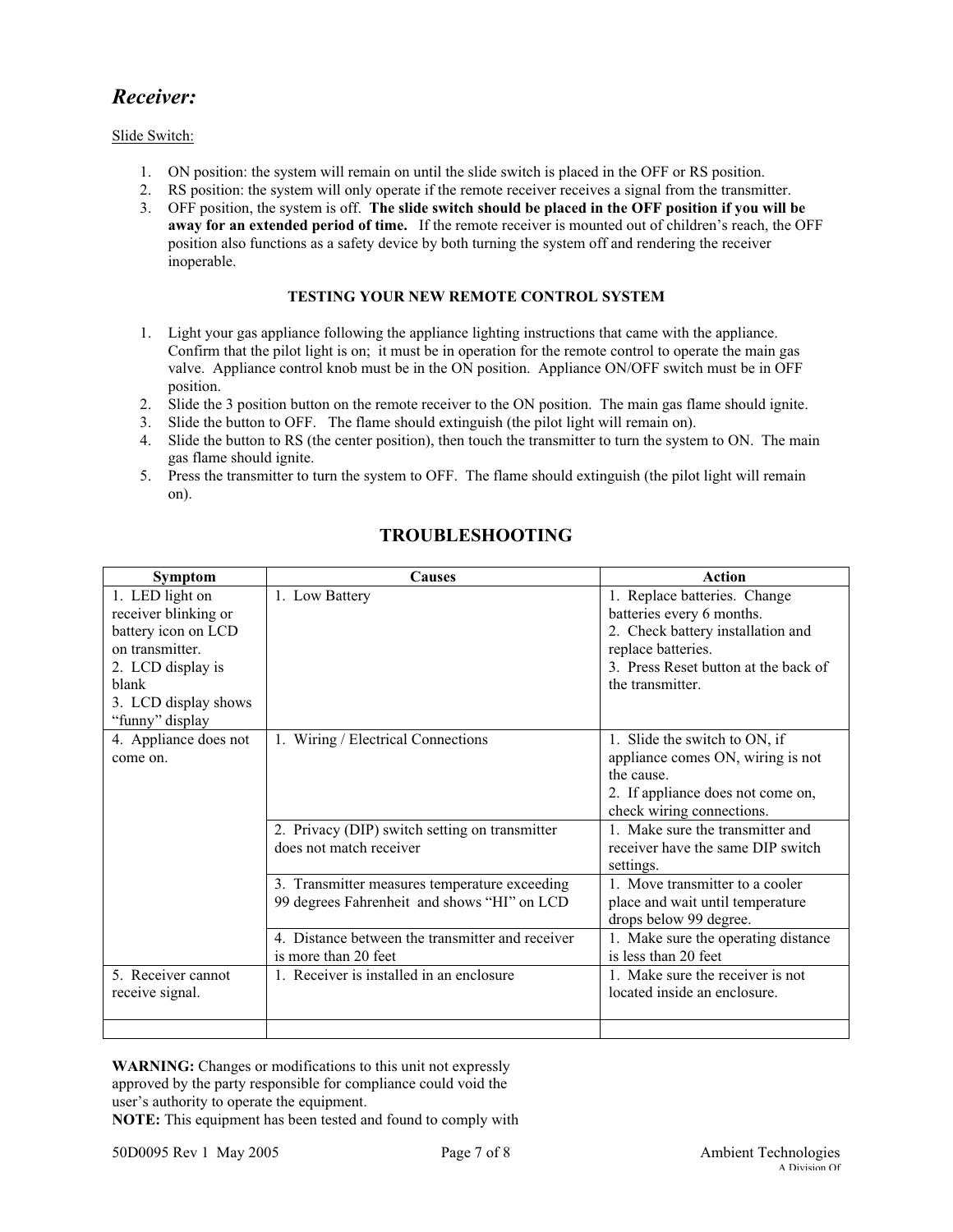## *Receiver:*

Slide Switch:

1. ON position: the system will remain on until the slide switch is placed in the OFF or RS position.
2. RS position: the system will only operate if the remote receiver receives a signal from the transmitter.
3. OFF position, the system is off. **The slide switch should be placed in the OFF position if you will be away for an extended period of time.** If the remote receiver is mounted out of children's reach, the OFF position also functions as a safety device by both turning the system off and rendering the receiver inoperable.

**TESTING YOUR NEW REMOTE CONTROL SYSTEM**

1. Light your gas appliance following the appliance lighting instructions that came with the appliance. Confirm that the pilot light is on; it must be in operation for the remote control to operate the main gas valve. Appliance control knob must be in the ON position. Appliance ON/OFF switch must be in OFF position.
2. Slide the 3 position button on the remote receiver to the ON position. The main gas flame should ignite.
3. Slide the button to OFF. The flame should extinguish (the pilot light will remain on).
4. Slide the button to RS (the center position), then touch the transmitter to turn the system to ON. The main gas flame should ignite.
5. Press the transmitter to turn the system to OFF. The flame should extinguish (the pilot light will remain on).

## TROUBLESHOOTING

| Symptom | Causes | Action |
|---|---|---|
| 1. LED light on receiver blinking or battery icon on LCD on transmitter.<br>2. LCD display is blank<br>3. LCD display shows "funny" display | 1. Low Battery | 1. Replace batteries. Change batteries every 6 months.<br>2. Check battery installation and replace batteries.<br>3. Press Reset button at the back of the transmitter. |
| 4. Appliance does not come on. | 1. Wiring / Electrical Connections | 1. Slide the switch to ON, if appliance comes ON, wiring is not the cause.<br>2. If appliance does not come on, check wiring connections. |
| | 2. Privacy (DIP) switch setting on transmitter does not match receiver | 1. Make sure the transmitter and receiver have the same DIP switch settings. |
| | 3. Transmitter measures temperature exceeding 99 degrees Fahrenheit and shows "HI" on LCD | 1. Move transmitter to a cooler place and wait until temperature drops below 99 degree. |
| | 4. Distance between the transmitter and receiver is more than 20 feet | 1. Make sure the operating distance is less than 20 feet |
| 5. Receiver cannot receive signal. | 1. Receiver is installed in an enclosure | 1. Make sure the receiver is not located inside an enclosure. |
| | | |

**WARNING:** Changes or modifications to this unit not expressly approved by the party responsible for compliance could void the user's authority to operate the equipment.

**NOTE:** This equipment has been tested and found to comply with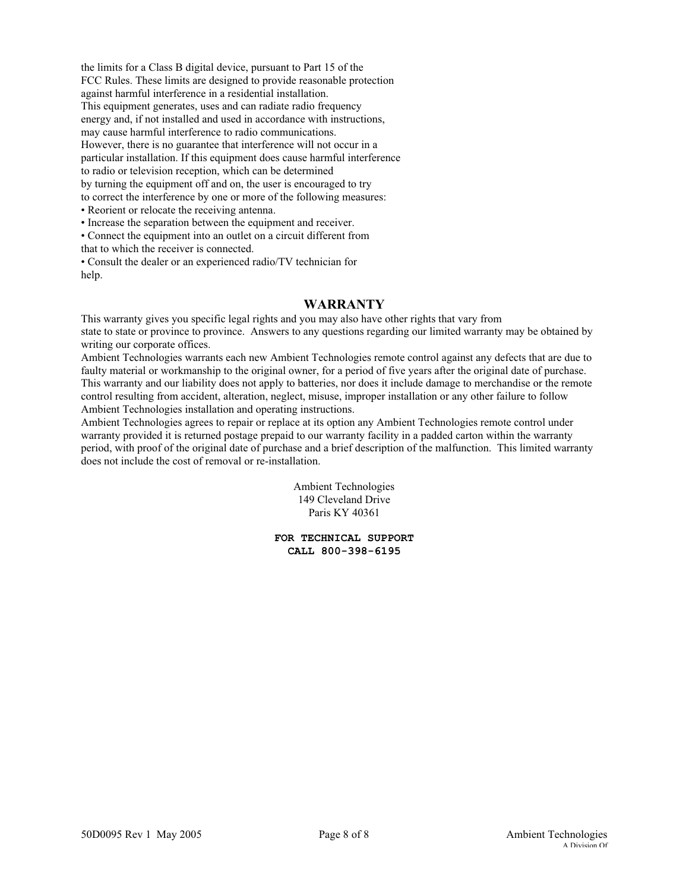the limits for a Class B digital device, pursuant to Part 15 of the FCC Rules. These limits are designed to provide reasonable protection against harmful interference in a residential installation.
This equipment generates, uses and can radiate radio frequency energy and, if not installed and used in accordance with instructions, may cause harmful interference to radio communications.
However, there is no guarantee that interference will not occur in a particular installation. If this equipment does cause harmful interference to radio or television reception, which can be determined by turning the equipment off and on, the user is encouraged to try to correct the interference by one or more of the following measures:

- Reorient or relocate the receiving antenna.
- Increase the separation between the equipment and receiver.
- Connect the equipment into an outlet on a circuit different from that to which the receiver is connected.
- Consult the dealer or an experienced radio/TV technician for help.

## WARRANTY

This warranty gives you specific legal rights and you may also have other rights that vary from state to state or province to province. Answers to any questions regarding our limited warranty may be obtained by writing our corporate offices.
Ambient Technologies warrants each new Ambient Technologies remote control against any defects that are due to faulty material or workmanship to the original owner, for a period of five years after the original date of purchase. This warranty and our liability does not apply to batteries, nor does it include damage to merchandise or the remote control resulting from accident, alteration, neglect, misuse, improper installation or any other failure to follow Ambient Technologies installation and operating instructions.
Ambient Technologies agrees to repair or replace at its option any Ambient Technologies remote control under warranty provided it is returned postage prepaid to our warranty facility in a padded carton within the warranty period, with proof of the original date of purchase and a brief description of the malfunction. This limited warranty does not include the cost of removal or re-installation.

Ambient Technologies
149 Cleveland Drive
Paris KY 40361

**FOR TECHNICAL SUPPORT**
**CALL 800-398-6195**